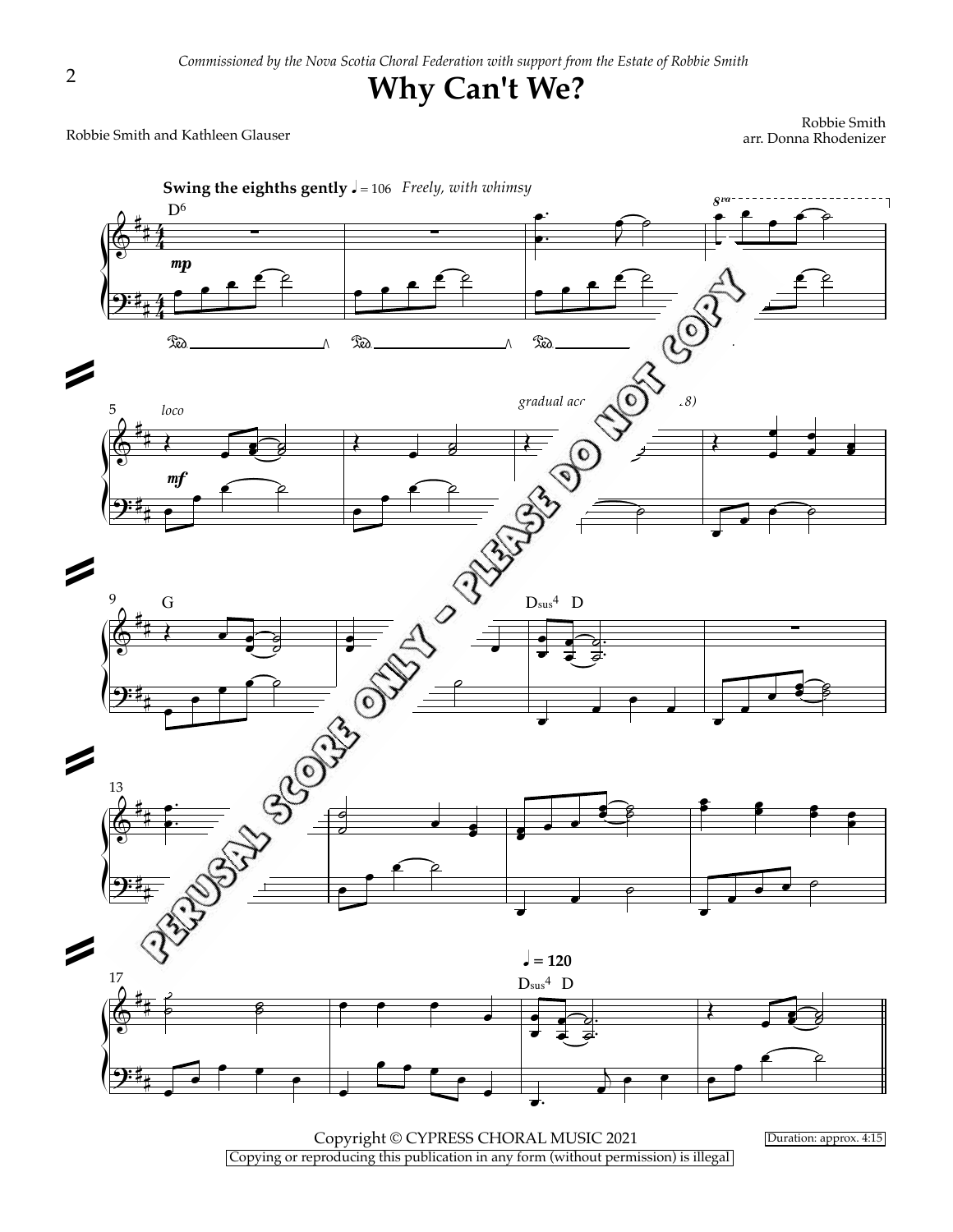*Commissioned by the Nova Scotia Choral Federation with support from the Estate of Robbie Smith*

# Why Can't We?

Robbie Smith and Kathleen Glauser

Robbie Smith
arr. Donna Rhodenizer

Copyright © CYPRESS CHORAL MUSIC 2021

Copying or reproducing this publication in any form (without permission) is illegal

Duration: approx. 4:15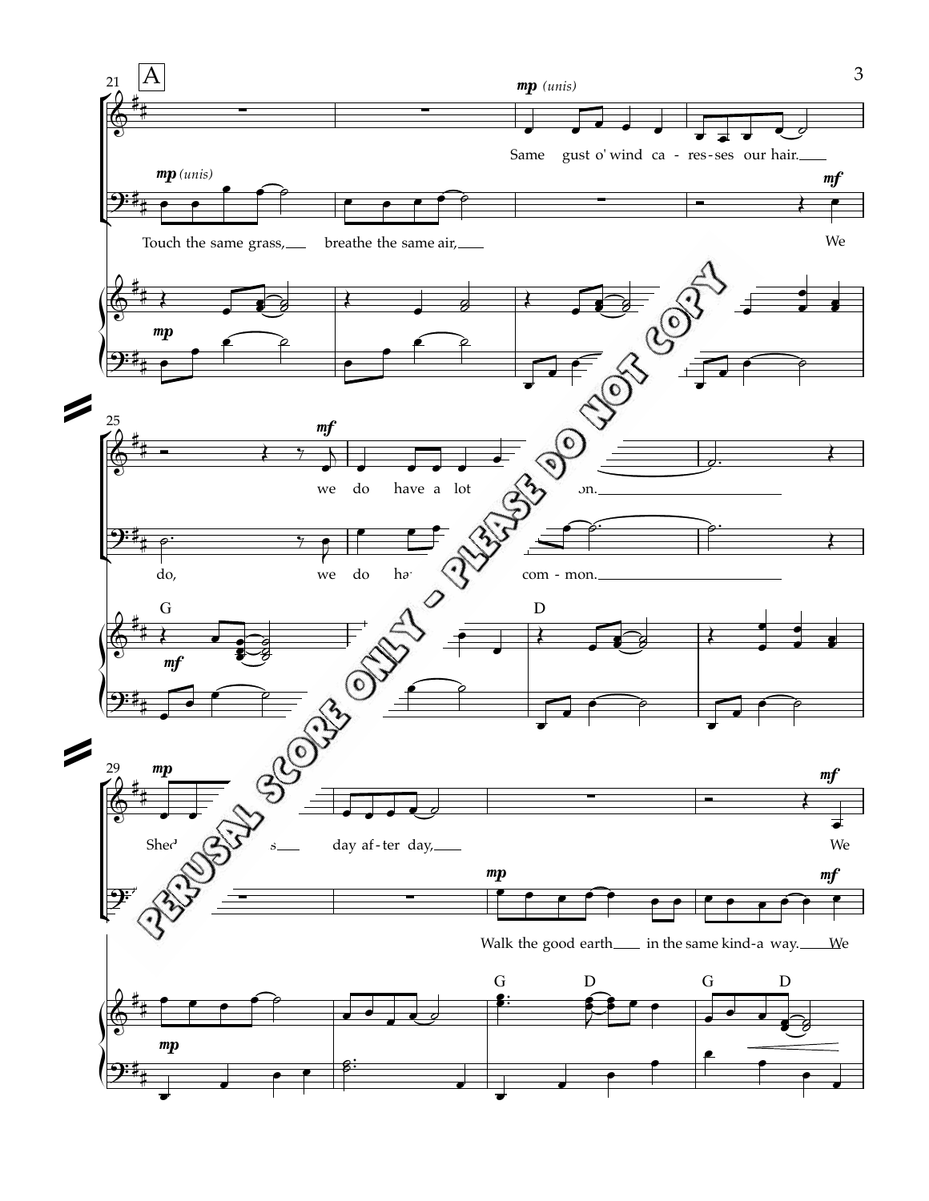A

*mp (unis)*

Touch the same grass, breathe the same air,

Same gust o' wind ca - res - ses our hair.

We

we do have a lot ... on.

do, we do ha... com - mon.

G D

Shed... s day af - ter day,

Walk the good earth in the same kind - a way. We

We

G D G D

PERUSAL SCORE ONLY - PLEASE DO NOT COPY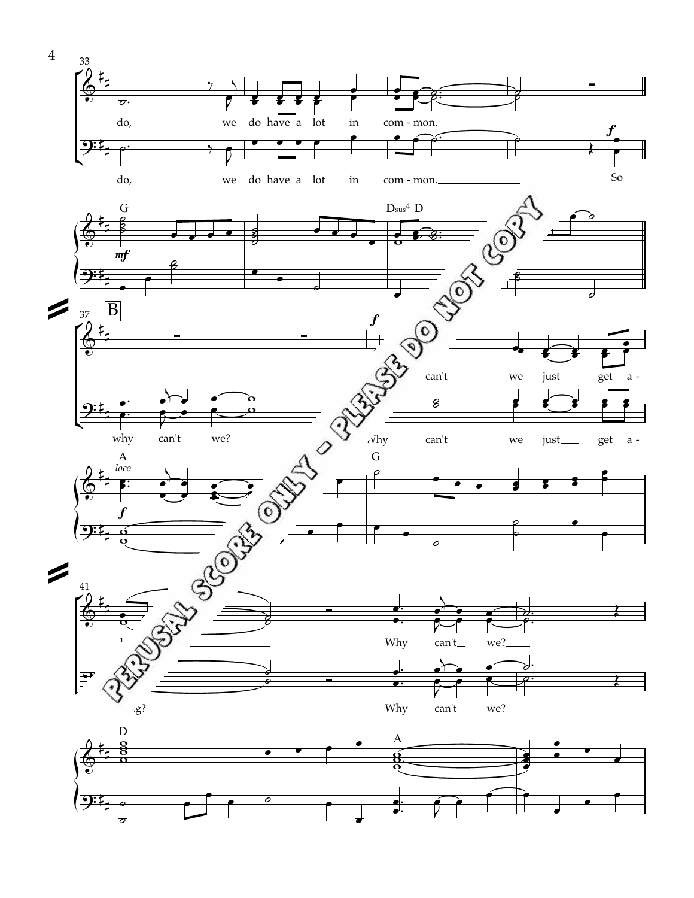33

do, we do have a lot in com - mon.

do, we do have a lot in com - mon. So

G Dsus4 D

*mf*

37 B

*f*

why can't we?

Why can't we just get a -

A G

*loco*

*f*

41

g?

Why can't we?

Why can't we?

D A

PERUSAL SCORE ONLY - PLEASE DO NOT COPY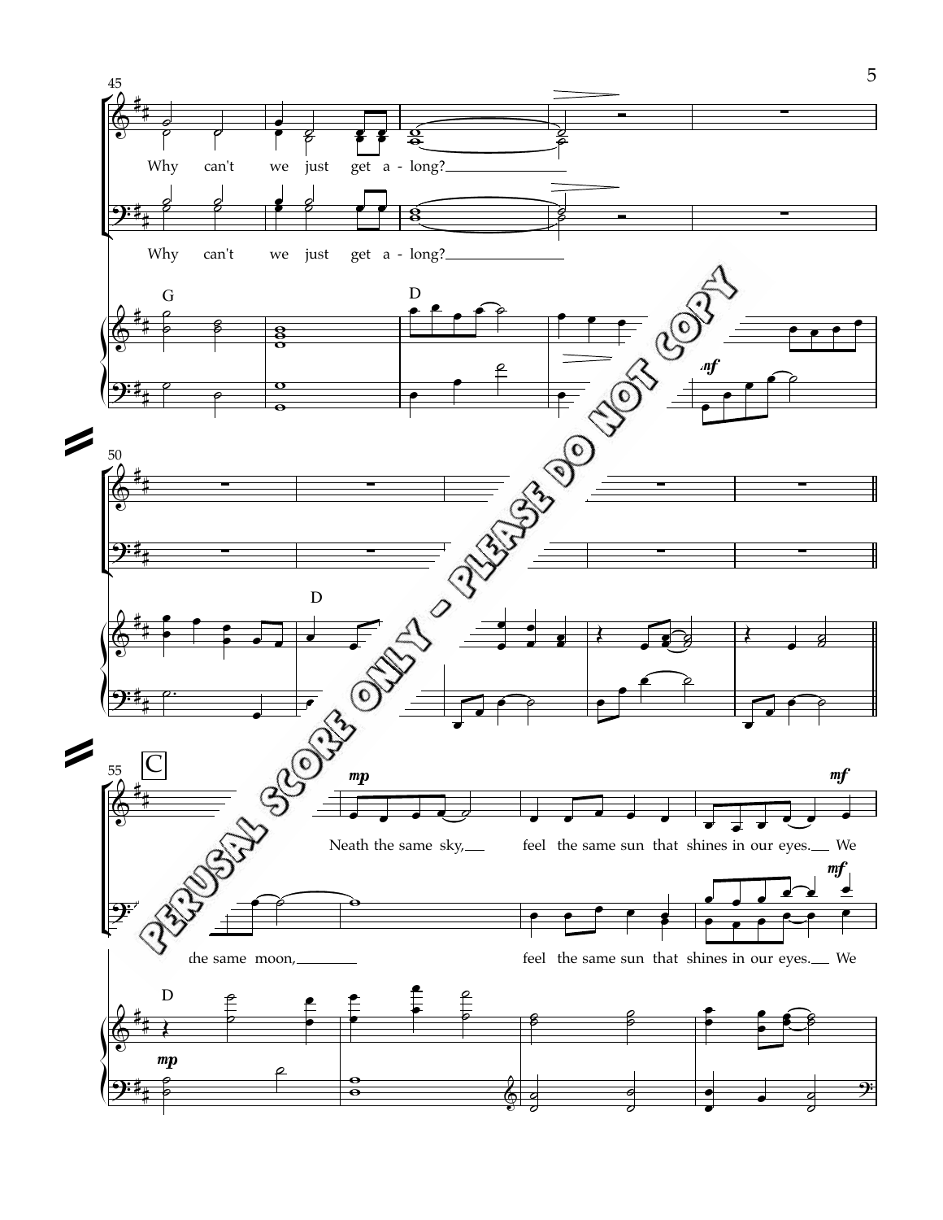Why can't we just get a - long?

Why can't we just get a - long?

G D D

C

Neath the same sky, feel the same sun that shines in our eyes. We

the same moon, feel the same sun that shines in our eyes. We

D

PERUSAL SCORE ONLY - PLEASE DO NOT COPY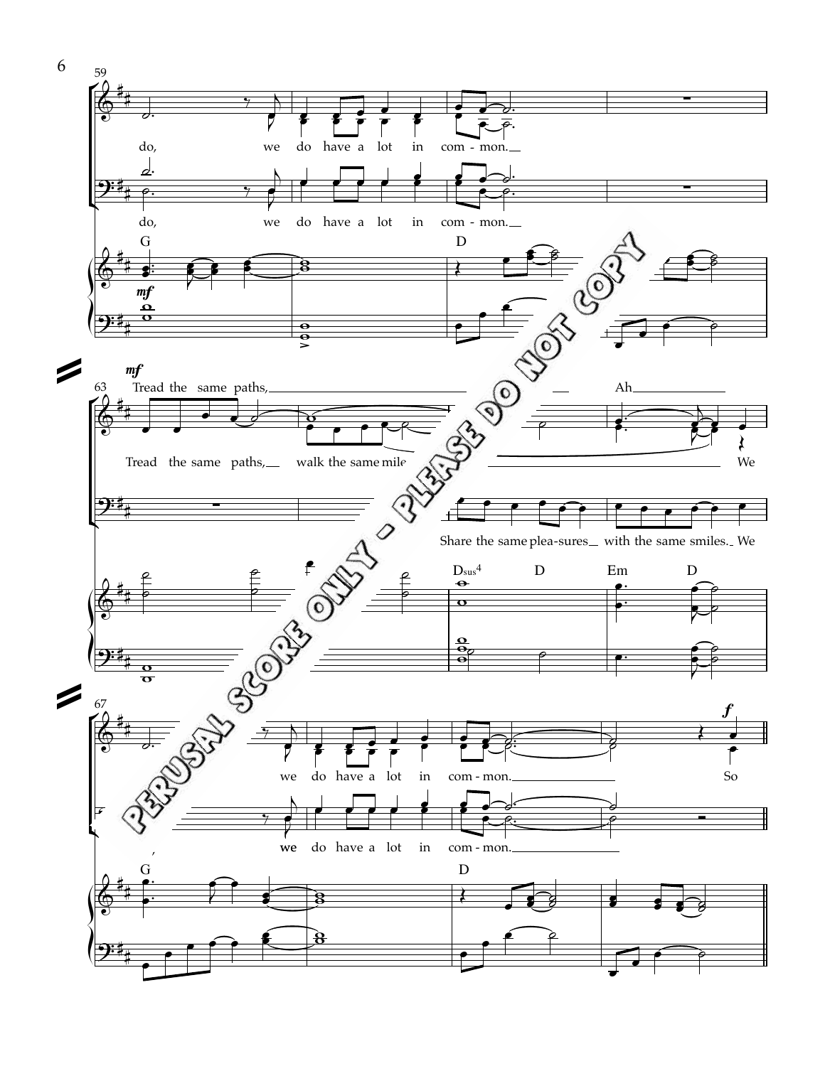59

do, we do have a lot in com - mon.

do, we do have a lot in com - mon.

G D

*mf*

63

*mf*

Tread the same paths, Ah

Tread the same paths, walk the same mile We

Share the same plea-sures with the same smiles. We

Dsus4 D Em D

67

we do have a lot in com - mon. So

*f*

we do have a lot in com - mon.

G D

PERUSAL SCORE ONLY - PLEASE DO NOT COPY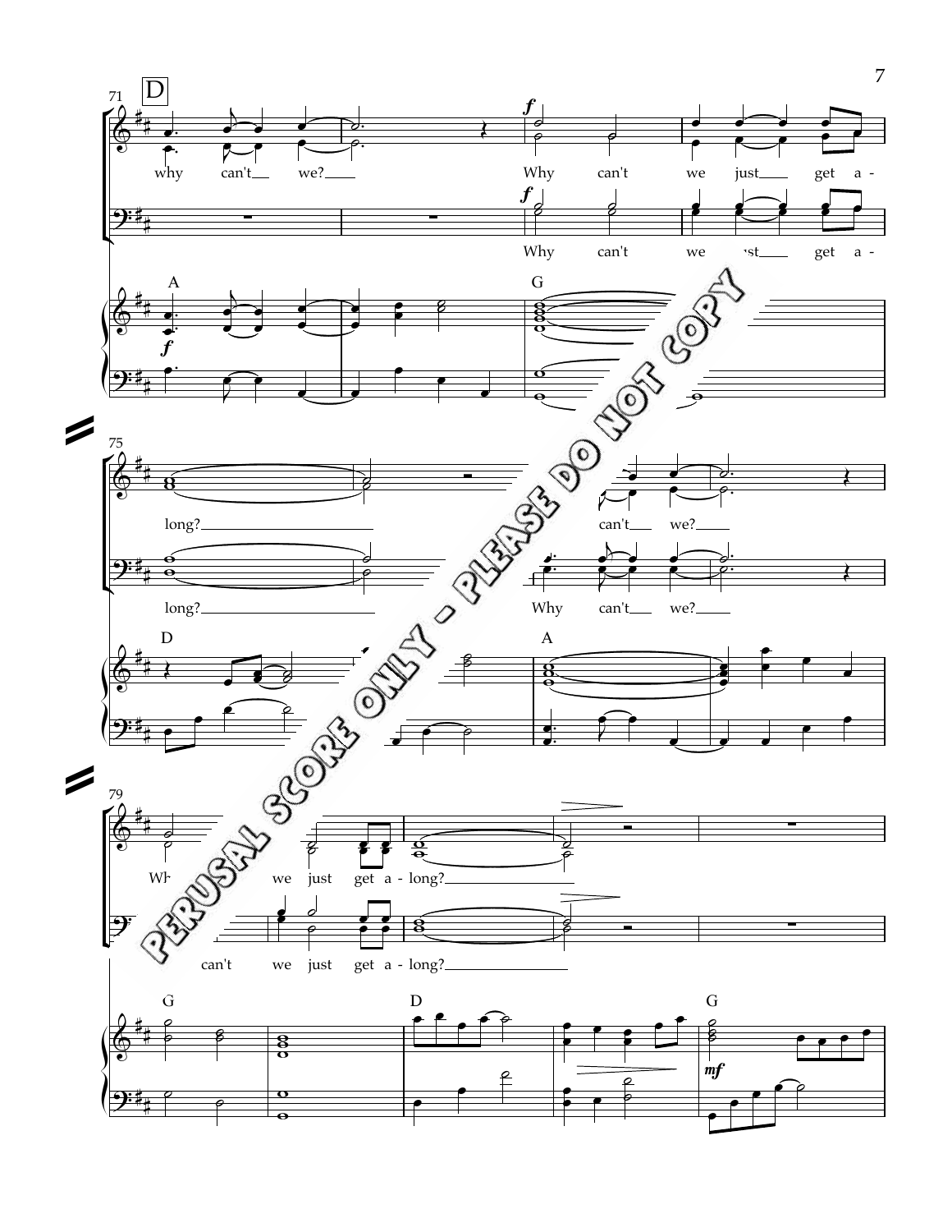71 D

why can't we? Why can't we just get a-

Why can't we just get a-

A G

75

long? can't we?

long? Why can't we?

D A

79

Why can't we just get a-long?

Why can't we just get a-long?

G D G

PERUSAL SCORE ONLY - PLEASE DO NOT COPY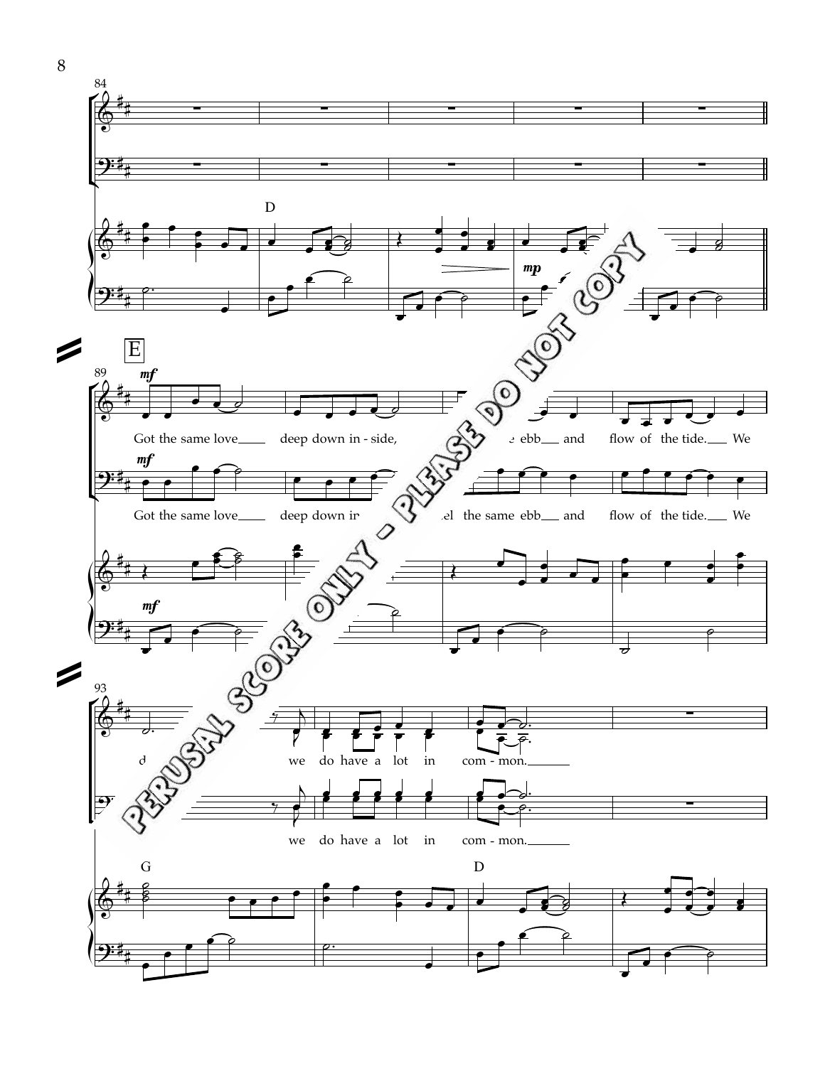E

Got the same love deep down in - side, ... ebb and flow of the tide. We

Got the same love deep down ir... ...el the same ebb and flow of the tide. We

... we do have a lot in com - mon.

we do have a lot in com - mon.

PERUSAL SCORE ONLY - PLEASE DO NOT COPY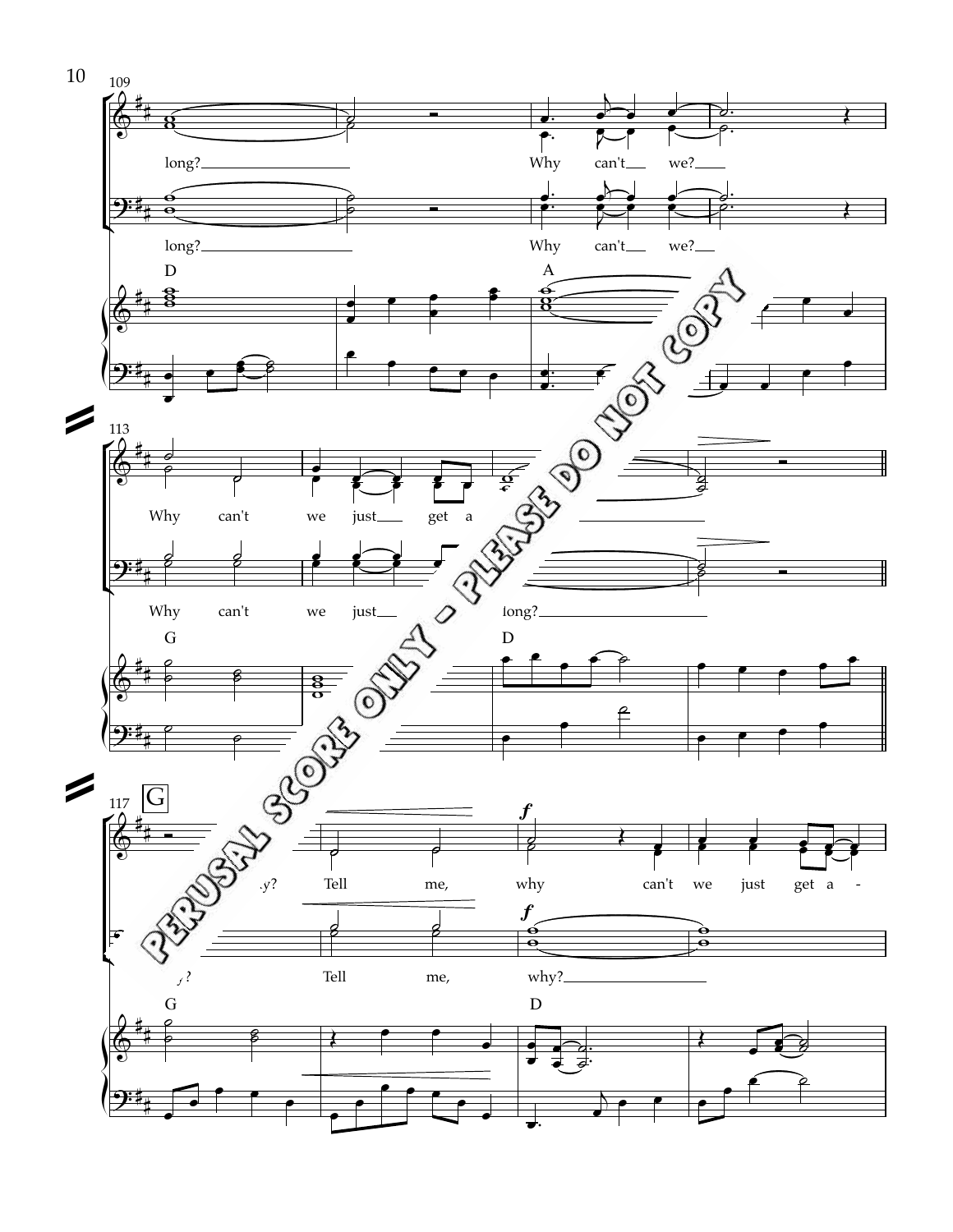109

long? Why can't we?

long? Why can't we?

D A

113

Why can't we just get a

Why can't we just long?

G D

117 G

Tell me, why can't we just get a -

Tell me, why?

G D

PERUSAL SCORE ONLY - PLEASE DO NOT COPY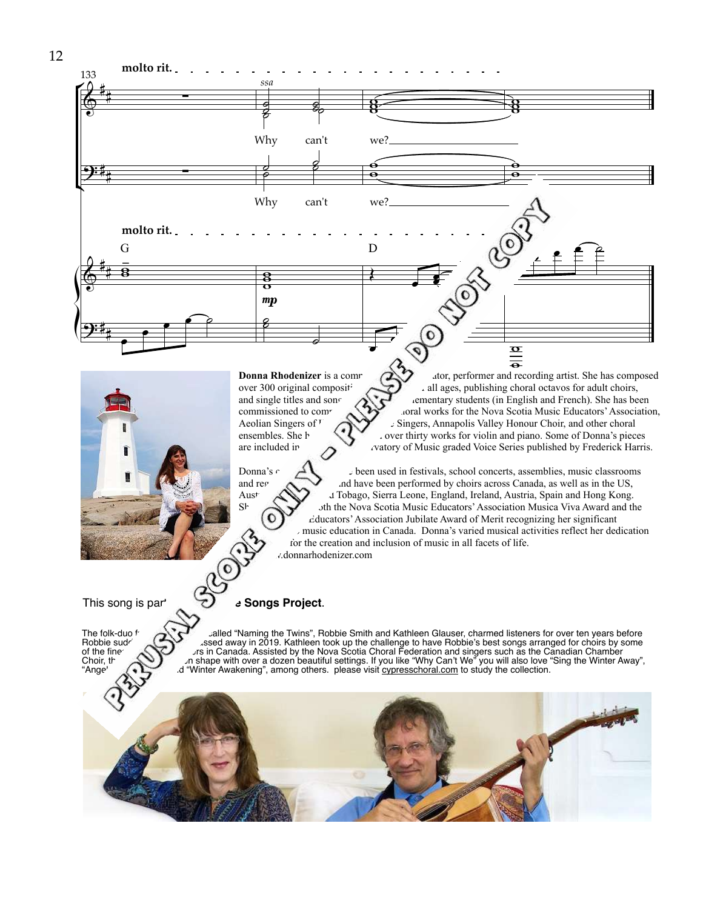Donna Rhodenizer is a comp... ...ator, performer and recording artist. She has composed over 300 original composit... ...all ages, publishing choral octavos for adult choirs, and single titles and son... ...ementary students (in English and French). She has been commissioned to com... ...oral works for the Nova Scotia Music Educators' Association, Aeolian Singers of ... ...Singers, Annapolis Valley Honour Choir, and other choral ensembles. She h... ...over thirty works for violin and piano. Some of Donna's pieces are included in... ...vatory of Music graded Voice Series published by Frederick Harris.

Donna's ... ...been used in festivals, school concerts, assemblies, music classrooms and re... ...and have been performed by choirs across Canada, as well as in the US, Aust... ...d Tobago, Sierra Leone, England, Ireland, Austria, Spain and Hong Kong. Sh... ...oth the Nova Scotia Music Educators' Association Musica Viva Award and the ...Educators' Association Jubilate Award of Merit recognizing her significant ...music education in Canada. Donna's varied musical activities reflect her dedication ...for the creation and inclusion of music in all facets of life. ...v.donnarhodenizer.com

This song is par... ...e Songs Project.

The folk-duo f... ...called "Naming the Twins", Robbie Smith and Kathleen Glauser, charmed listeners for over ten years before Robbie sud... ...ssed away in 2019. Kathleen took up the challenge to have Robbie's best songs arranged for choirs by some of the fine... ...rs in Canada. Assisted by the Nova Scotia Choral Federation and singers such as the Canadian Chamber Choir, th... ...n shape with over a dozen beautiful settings. If you like "Why Can't We" you will also love "Sing the Winter Away", "Ange... ...d "Winter Awakening", among others. please visit cypresschoral.com to study the collection.